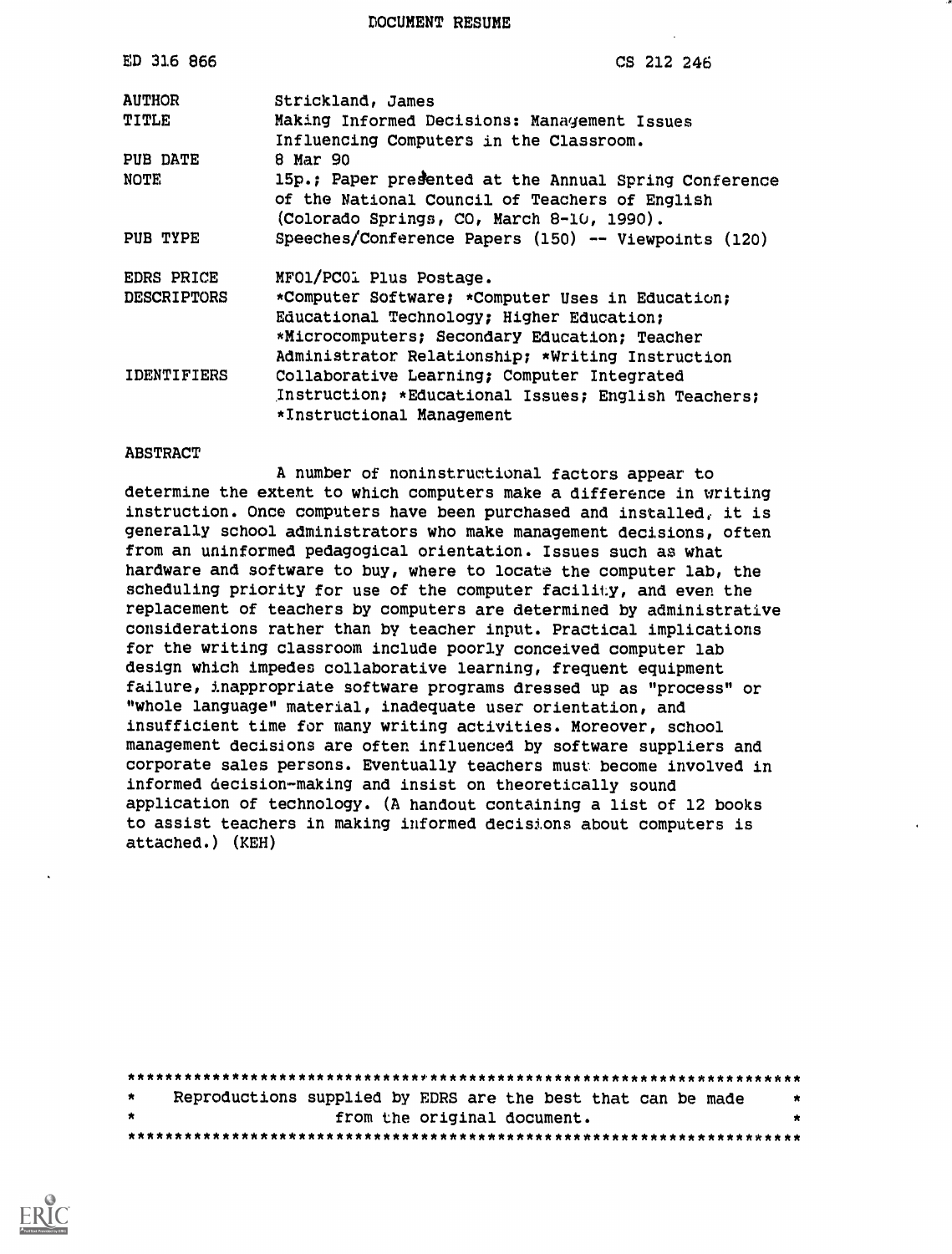# DOCUMENT RESUME

| | |
|---|---|
| ED 316 866 | CS 212 246 |
| AUTHOR | Strickland, James |
| TITLE | Making Informed Decisions: Management Issues Influencing Computers in the Classroom. |
| PUB DATE | 8 Mar 90 |
| NOTE | 15p.; Paper presented at the Annual Spring Conference of the National Council of Teachers of English (Colorado Springs, CO, March 8-10, 1990). |
| PUB TYPE | Speeches/Conference Papers (150) -- Viewpoints (120) |
| EDRS PRICE | MF01/PC01 Plus Postage. |
| DESCRIPTORS | *Computer Software; *Computer Uses in Education; Educational Technology; Higher Education; *Microcomputers; Secondary Education; Teacher Administrator Relationship; *Writing Instruction |
| IDENTIFIERS | Collaborative Learning; Computer Integrated Instruction; *Educational Issues; English Teachers; *Instructional Management |

## ABSTRACT

A number of noninstructional factors appear to determine the extent to which computers make a difference in writing instruction. Once computers have been purchased and installed, it is generally school administrators who make management decisions, often from an uninformed pedagogical orientation. Issues such as what hardware and software to buy, where to locate the computer lab, the scheduling priority for use of the computer facility, and even the replacement of teachers by computers are determined by administrative considerations rather than by teacher input. Practical implications for the writing classroom include poorly conceived computer lab design which impedes collaborative learning, frequent equipment failure, inappropriate software programs dressed up as "process" or "whole language" material, inadequate user orientation, and insufficient time for many writing activities. Moreover, school management decisions are often influenced by software suppliers and corporate sales persons. Eventually teachers must become involved in informed decision-making and insist on theoretically sound application of technology. (A handout containing a list of 12 books to assist teachers in making informed decisions about computers is attached.) (KEH)

***********************************************************************
* Reproductions supplied by EDRS are the best that can be made *
* from the original document. *
***********************************************************************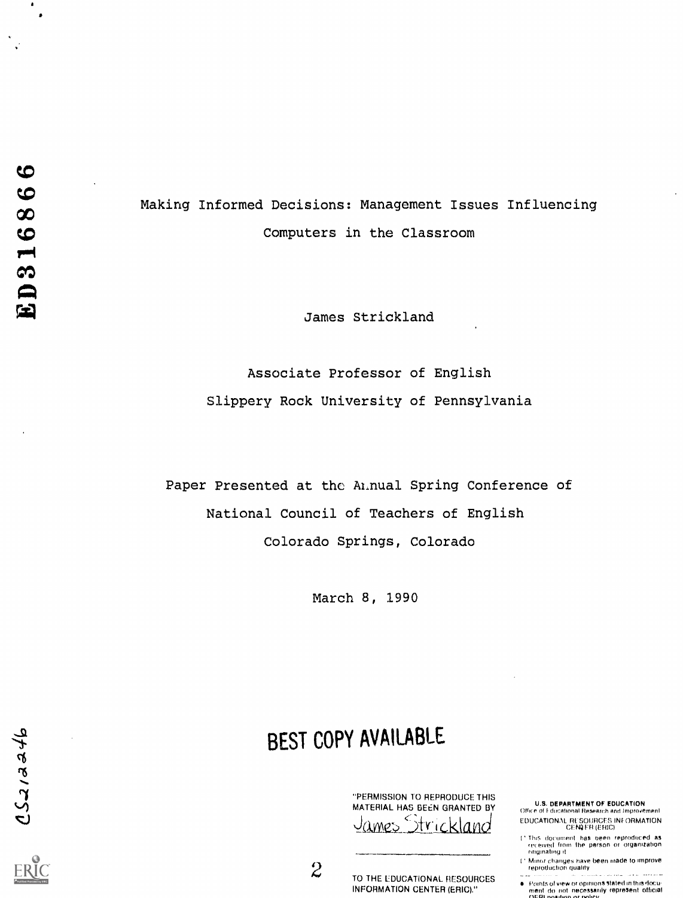ED316866

# Making Informed Decisions: Management Issues Influencing Computers in the Classroom

James Strickland

Associate Professor of English
Slippery Rock University of Pennsylvania

Paper Presented at the Annual Spring Conference of
National Council of Teachers of English
Colorado Springs, Colorado

March 8, 1990

CS212246

**BEST COPY AVAILABLE**

"PERMISSION TO REPRODUCE THIS MATERIAL HAS BEEN GRANTED BY
James Strickland

TO THE EDUCATIONAL RESOURCES INFORMATION CENTER (ERIC)."

U.S. DEPARTMENT OF EDUCATION
Office of Educational Research and Improvement
EDUCATIONAL RESOURCES INFORMATION CENTER (ERIC)

- This document has been reproduced as received from the person or organization originating it
- Minor changes have been made to improve reproduction quality
- Points of view or opinions stated in this document do not necessarily represent official OERI position or policy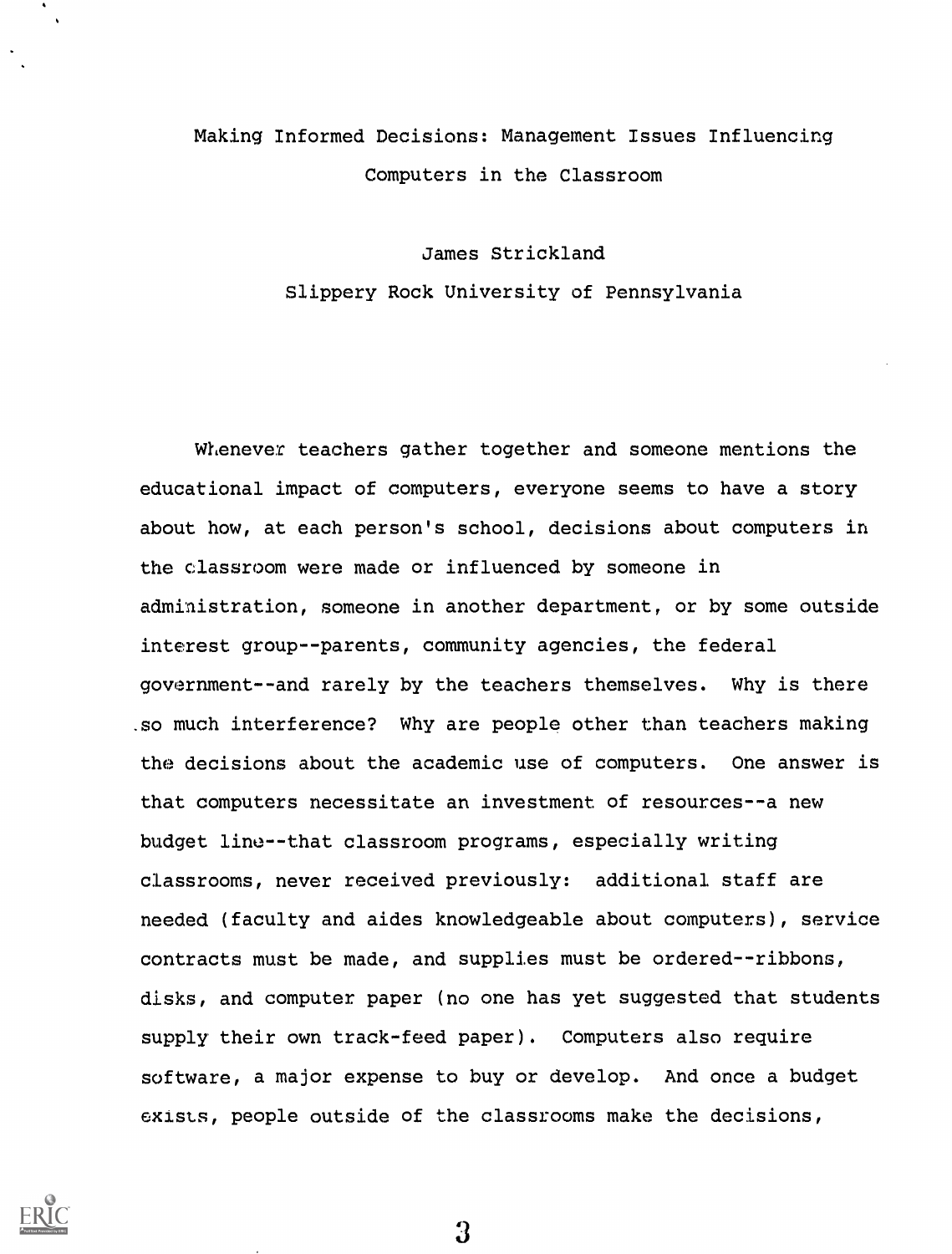# Making Informed Decisions: Management Issues Influencing Computers in the Classroom

James Strickland

Slippery Rock University of Pennsylvania

Whenever teachers gather together and someone mentions the educational impact of computers, everyone seems to have a story about how, at each person's school, decisions about computers in the classroom were made or influenced by someone in administration, someone in another department, or by some outside interest group--parents, community agencies, the federal government--and rarely by the teachers themselves. Why is there so much interference? Why are people other than teachers making the decisions about the academic use of computers. One answer is that computers necessitate an investment of resources--a new budget line--that classroom programs, especially writing classrooms, never received previously: additional staff are needed (faculty and aides knowledgeable about computers), service contracts must be made, and supplies must be ordered--ribbons, disks, and computer paper (no one has yet suggested that students supply their own track-feed paper). Computers also require software, a major expense to buy or develop. And once a budget exists, people outside of the classrooms make the decisions,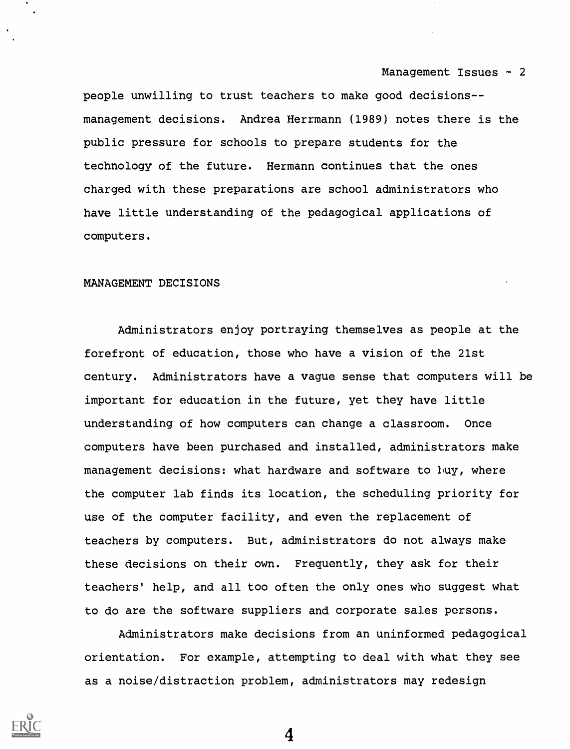people unwilling to trust teachers to make good decisions--management decisions. Andrea Herrmann (1989) notes there is the public pressure for schools to prepare students for the technology of the future. Hermann continues that the ones charged with these preparations are school administrators who have little understanding of the pedagogical applications of computers.

## MANAGEMENT DECISIONS

Administrators enjoy portraying themselves as people at the forefront of education, those who have a vision of the 21st century. Administrators have a vague sense that computers will be important for education in the future, yet they have little understanding of how computers can change a classroom. Once computers have been purchased and installed, administrators make management decisions: what hardware and software to buy, where the computer lab finds its location, the scheduling priority for use of the computer facility, and even the replacement of teachers by computers. But, administrators do not always make these decisions on their own. Frequently, they ask for their teachers' help, and all too often the only ones who suggest what to do are the software suppliers and corporate sales persons.

Administrators make decisions from an uninformed pedagogical orientation. For example, attempting to deal with what they see as a noise/distraction problem, administrators may redesign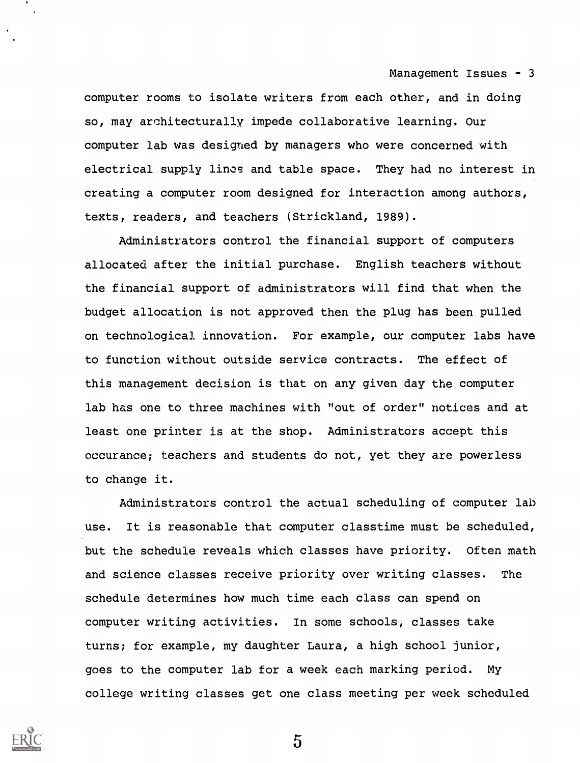computer rooms to isolate writers from each other, and in doing so, may architecturally impede collaborative learning. Our computer lab was designed by managers who were concerned with electrical supply lines and table space. They had no interest in creating a computer room designed for interaction among authors, texts, readers, and teachers (Strickland, 1989).

Administrators control the financial support of computers allocated after the initial purchase. English teachers without the financial support of administrators will find that when the budget allocation is not approved then the plug has been pulled on technological innovation. For example, our computer labs have to function without outside service contracts. The effect of this management decision is that on any given day the computer lab has one to three machines with "out of order" notices and at least one printer is at the shop. Administrators accept this occurance; teachers and students do not, yet they are powerless to change it.

Administrators control the actual scheduling of computer lab use. It is reasonable that computer classtime must be scheduled, but the schedule reveals which classes have priority. Often math and science classes receive priority over writing classes. The schedule determines how much time each class can spend on computer writing activities. In some schools, classes take turns; for example, my daughter Laura, a high school junior, goes to the computer lab for a week each marking period. My college writing classes get one class meeting per week scheduled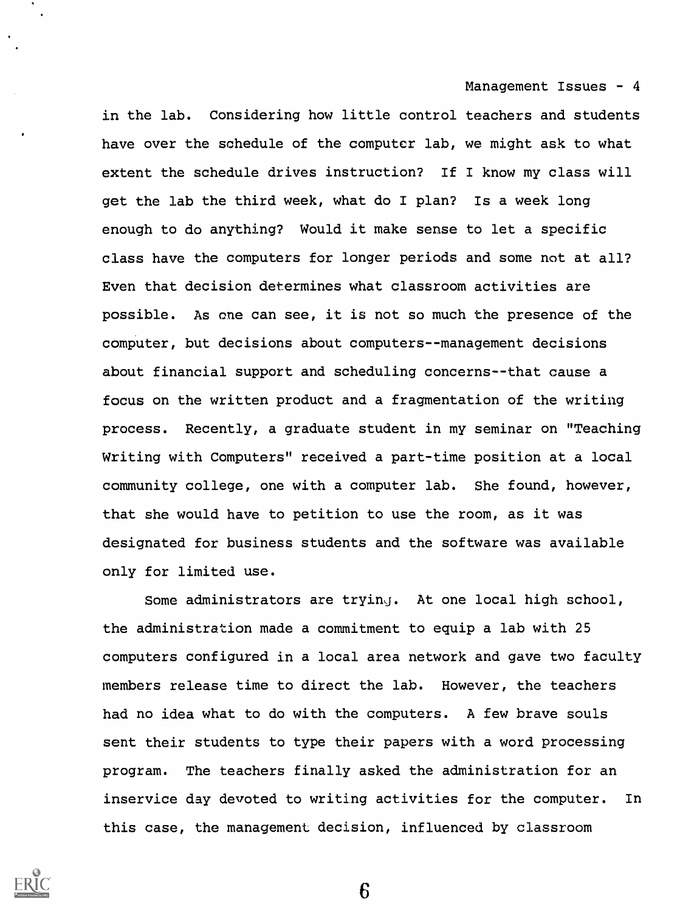in the lab. Considering how little control teachers and students have over the schedule of the computer lab, we might ask to what extent the schedule drives instruction? If I know my class will get the lab the third week, what do I plan? Is a week long enough to do anything? Would it make sense to let a specific class have the computers for longer periods and some not at all? Even that decision determines what classroom activities are possible. As one can see, it is not so much the presence of the computer, but decisions about computers--management decisions about financial support and scheduling concerns--that cause a focus on the written product and a fragmentation of the writing process. Recently, a graduate student in my seminar on "Teaching Writing with Computers" received a part-time position at a local community college, one with a computer lab. She found, however, that she would have to petition to use the room, as it was designated for business students and the software was available only for limited use.

Some administrators are trying. At one local high school, the administration made a commitment to equip a lab with 25 computers configured in a local area network and gave two faculty members release time to direct the lab. However, the teachers had no idea what to do with the computers. A few brave souls sent their students to type their papers with a word processing program. The teachers finally asked the administration for an inservice day devoted to writing activities for the computer. In this case, the management decision, influenced by classroom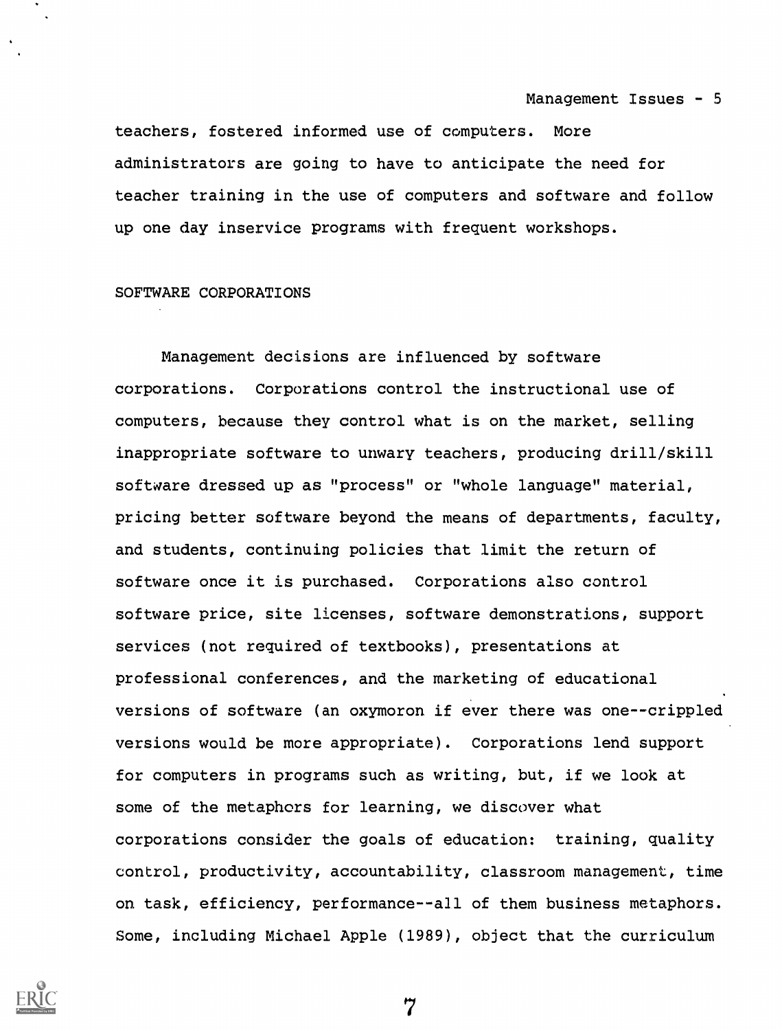teachers, fostered informed use of computers. More administrators are going to have to anticipate the need for teacher training in the use of computers and software and follow up one day inservice programs with frequent workshops.

## SOFTWARE CORPORATIONS

Management decisions are influenced by software corporations. Corporations control the instructional use of computers, because they control what is on the market, selling inappropriate software to unwary teachers, producing drill/skill software dressed up as "process" or "whole language" material, pricing better software beyond the means of departments, faculty, and students, continuing policies that limit the return of software once it is purchased. Corporations also control software price, site licenses, software demonstrations, support services (not required of textbooks), presentations at professional conferences, and the marketing of educational versions of software (an oxymoron if ever there was one--crippled versions would be more appropriate). Corporations lend support for computers in programs such as writing, but, if we look at some of the metaphors for learning, we discover what corporations consider the goals of education: training, quality control, productivity, accountability, classroom management, time on task, efficiency, performance--all of them business metaphors. Some, including Michael Apple (1989), object that the curriculum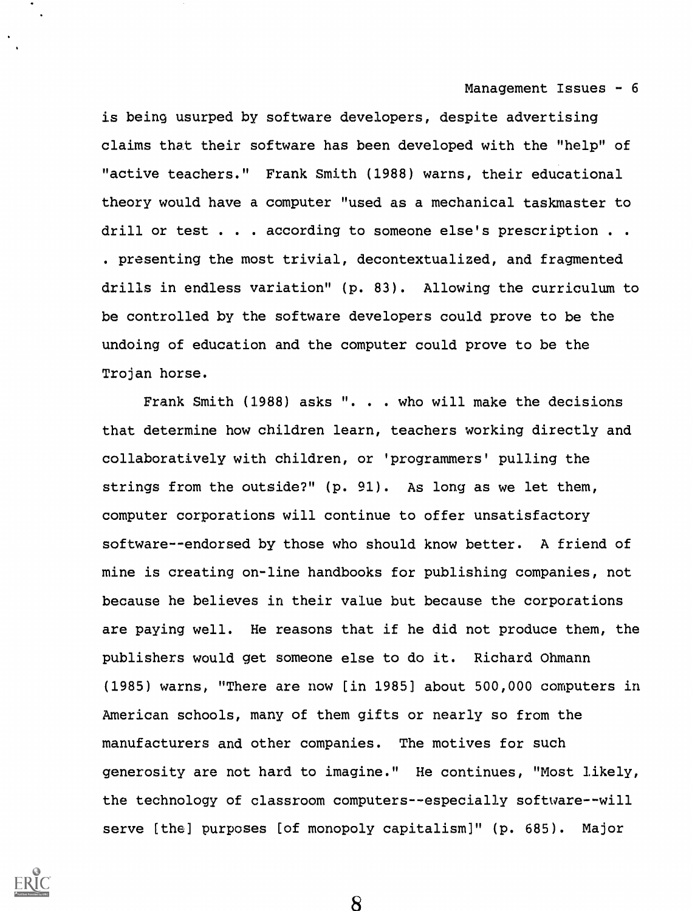is being usurped by software developers, despite advertising claims that their software has been developed with the "help" of "active teachers." Frank Smith (1988) warns, their educational theory would have a computer "used as a mechanical taskmaster to drill or test . . . according to someone else's prescription . . . presenting the most trivial, decontextualized, and fragmented drills in endless variation" (p. 83). Allowing the curriculum to be controlled by the software developers could prove to be the undoing of education and the computer could prove to be the Trojan horse.

Frank Smith (1988) asks ". . . who will make the decisions that determine how children learn, teachers working directly and collaboratively with children, or 'programmers' pulling the strings from the outside?" (p. 91). As long as we let them, computer corporations will continue to offer unsatisfactory software--endorsed by those who should know better. A friend of mine is creating on-line handbooks for publishing companies, not because he believes in their value but because the corporations are paying well. He reasons that if he did not produce them, the publishers would get someone else to do it. Richard Ohmann (1985) warns, "There are now [in 1985] about 500,000 computers in American schools, many of them gifts or nearly so from the manufacturers and other companies. The motives for such generosity are not hard to imagine." He continues, "Most likely, the technology of classroom computers--especially software--will serve [the] purposes [of monopoly capitalism]" (p. 685). Major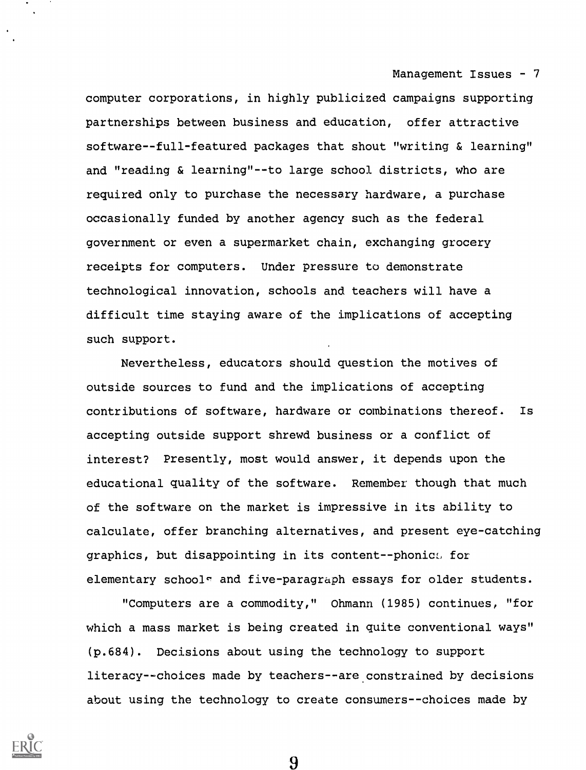computer corporations, in highly publicized campaigns supporting partnerships between business and education, offer attractive software--full-featured packages that shout "writing & learning" and "reading & learning"--to large school districts, who are required only to purchase the necessary hardware, a purchase occasionally funded by another agency such as the federal government or even a supermarket chain, exchanging grocery receipts for computers. Under pressure to demonstrate technological innovation, schools and teachers will have a difficult time staying aware of the implications of accepting such support.

Nevertheless, educators should question the motives of outside sources to fund and the implications of accepting contributions of software, hardware or combinations thereof. Is accepting outside support shrewd business or a conflict of interest? Presently, most would answer, it depends upon the educational quality of the software. Remember though that much of the software on the market is impressive in its ability to calculate, offer branching alternatives, and present eye-catching graphics, but disappointing in its content--phonics for elementary schools and five-paragraph essays for older students.

"Computers are a commodity," Ohmann (1985) continues, "for which a mass market is being created in quite conventional ways" (p.684). Decisions about using the technology to support literacy--choices made by teachers--are constrained by decisions about using the technology to create consumers--choices made by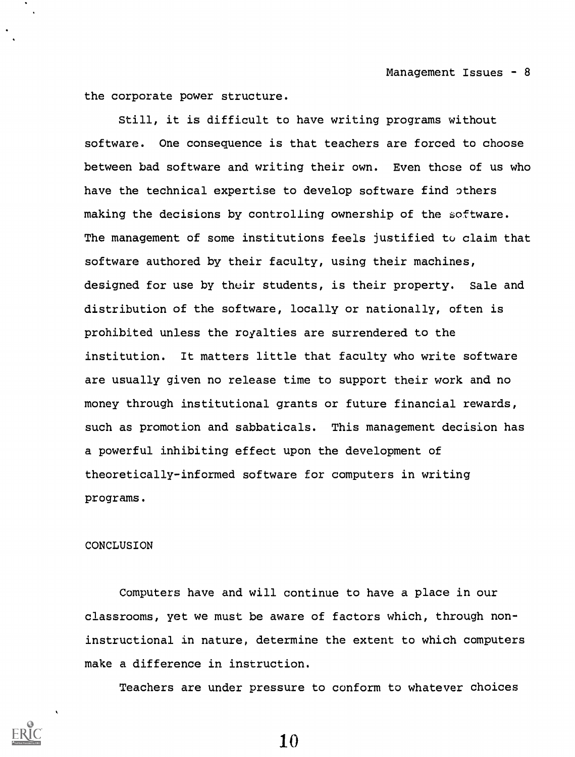the corporate power structure.

Still, it is difficult to have writing programs without software. One consequence is that teachers are forced to choose between bad software and writing their own. Even those of us who have the technical expertise to develop software find others making the decisions by controlling ownership of the software. The management of some institutions feels justified to claim that software authored by their faculty, using their machines, designed for use by their students, is their property. Sale and distribution of the software, locally or nationally, often is prohibited unless the royalties are surrendered to the institution. It matters little that faculty who write software are usually given no release time to support their work and no money through institutional grants or future financial rewards, such as promotion and sabbaticals. This management decision has a powerful inhibiting effect upon the development of theoretically-informed software for computers in writing programs.

## CONCLUSION

Computers have and will continue to have a place in our classrooms, yet we must be aware of factors which, through non-instructional in nature, determine the extent to which computers make a difference in instruction.

Teachers are under pressure to conform to whatever choices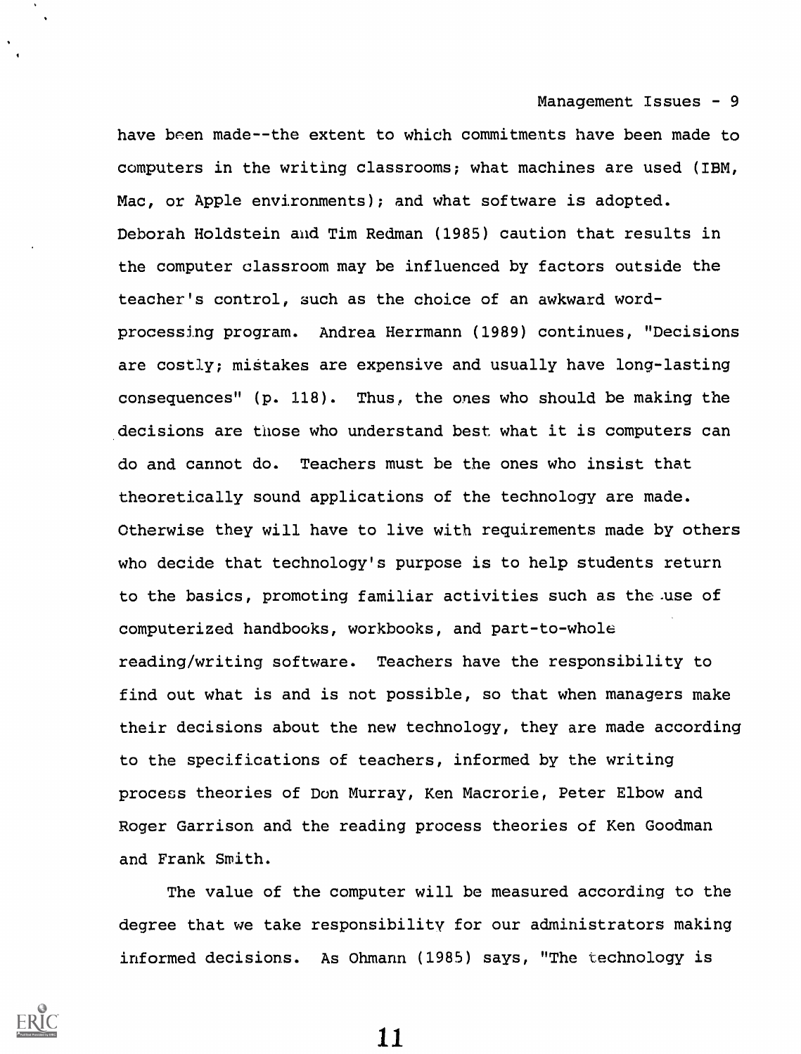have been made--the extent to which commitments have been made to computers in the writing classrooms; what machines are used (IBM, Mac, or Apple environments); and what software is adopted. Deborah Holdstein and Tim Redman (1985) caution that results in the computer classroom may be influenced by factors outside the teacher's control, such as the choice of an awkward word-processing program. Andrea Herrmann (1989) continues, "Decisions are costly; mistakes are expensive and usually have long-lasting consequences" (p. 118). Thus, the ones who should be making the decisions are those who understand best what it is computers can do and cannot do. Teachers must be the ones who insist that theoretically sound applications of the technology are made. Otherwise they will have to live with requirements made by others who decide that technology's purpose is to help students return to the basics, promoting familiar activities such as the use of computerized handbooks, workbooks, and part-to-whole reading/writing software. Teachers have the responsibility to find out what is and is not possible, so that when managers make their decisions about the new technology, they are made according to the specifications of teachers, informed by the writing process theories of Don Murray, Ken Macrorie, Peter Elbow and Roger Garrison and the reading process theories of Ken Goodman and Frank Smith.

The value of the computer will be measured according to the degree that we take responsibility for our administrators making informed decisions. As Ohmann (1985) says, "The technology is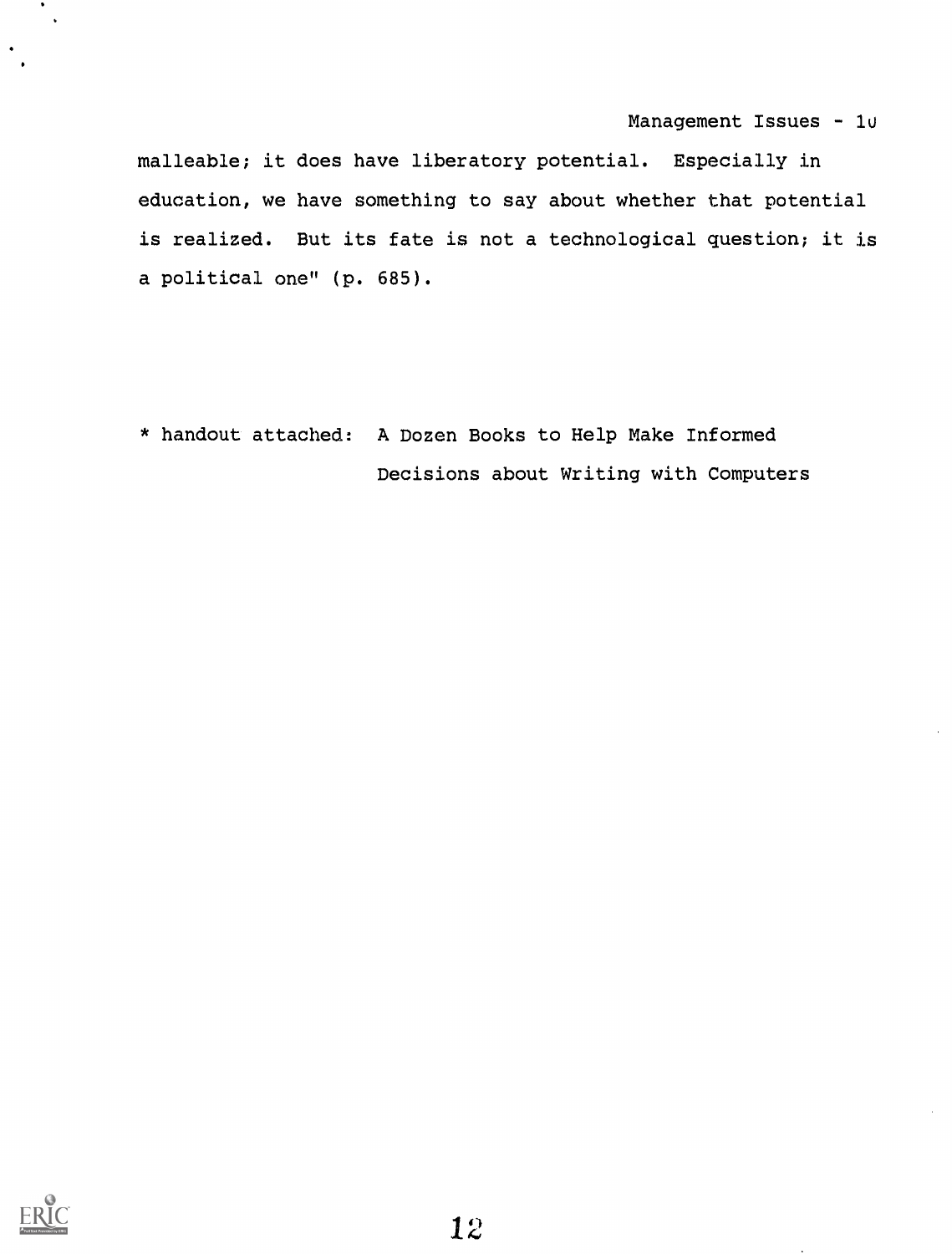malleable; it does have liberatory potential. Especially in education, we have something to say about whether that potential is realized. But its fate is not a technological question; it is a political one" (p. 685).

* handout attached: A Dozen Books to Help Make Informed Decisions about Writing with Computers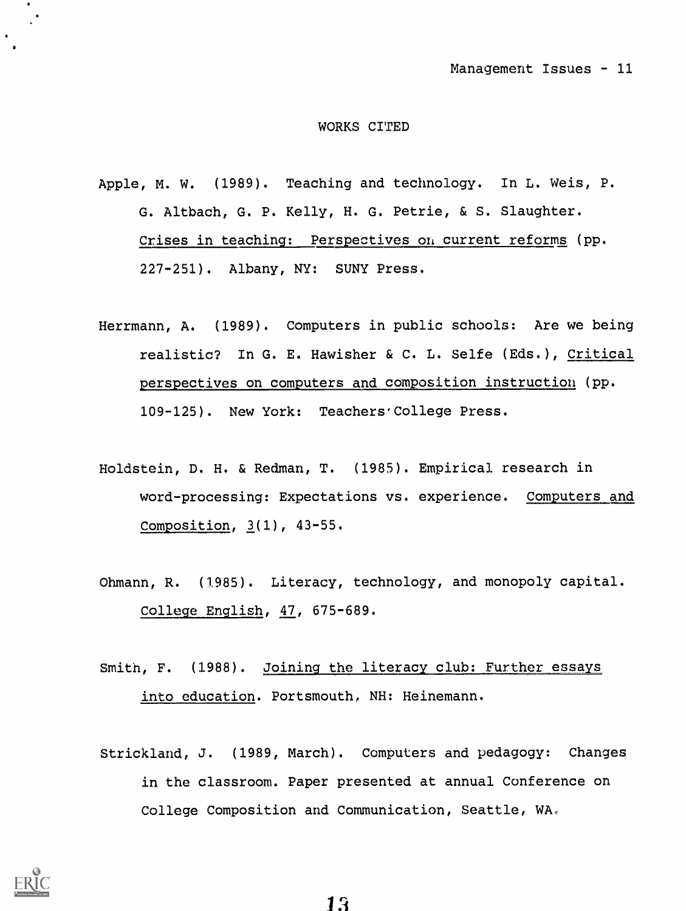## WORKS CITED

Apple, M. W. (1989). Teaching and technology. In L. Weis, P. G. Altbach, G. P. Kelly, H. G. Petrie, & S. Slaughter. _Crises in teaching: Perspectives on current reforms_ (pp. 227-251). Albany, NY: SUNY Press.

Herrmann, A. (1989). Computers in public schools: Are we being realistic? In G. E. Hawisher & C. L. Selfe (Eds.), _Critical perspectives on computers and composition instruction_ (pp. 109-125). New York: Teachers College Press.

Holdstein, D. H. & Redman, T. (1985). Empirical research in word-processing: Expectations vs. experience. _Computers and Composition_, _3_(1), 43-55.

Ohmann, R. (1985). Literacy, technology, and monopoly capital. _College English_, _47_, 675-689.

Smith, F. (1988). _Joining the literacy club: Further essays into education_. Portsmouth, NH: Heinemann.

Strickland, J. (1989, March). Computers and pedagogy: Changes in the classroom. Paper presented at annual Conference on College Composition and Communication, Seattle, WA.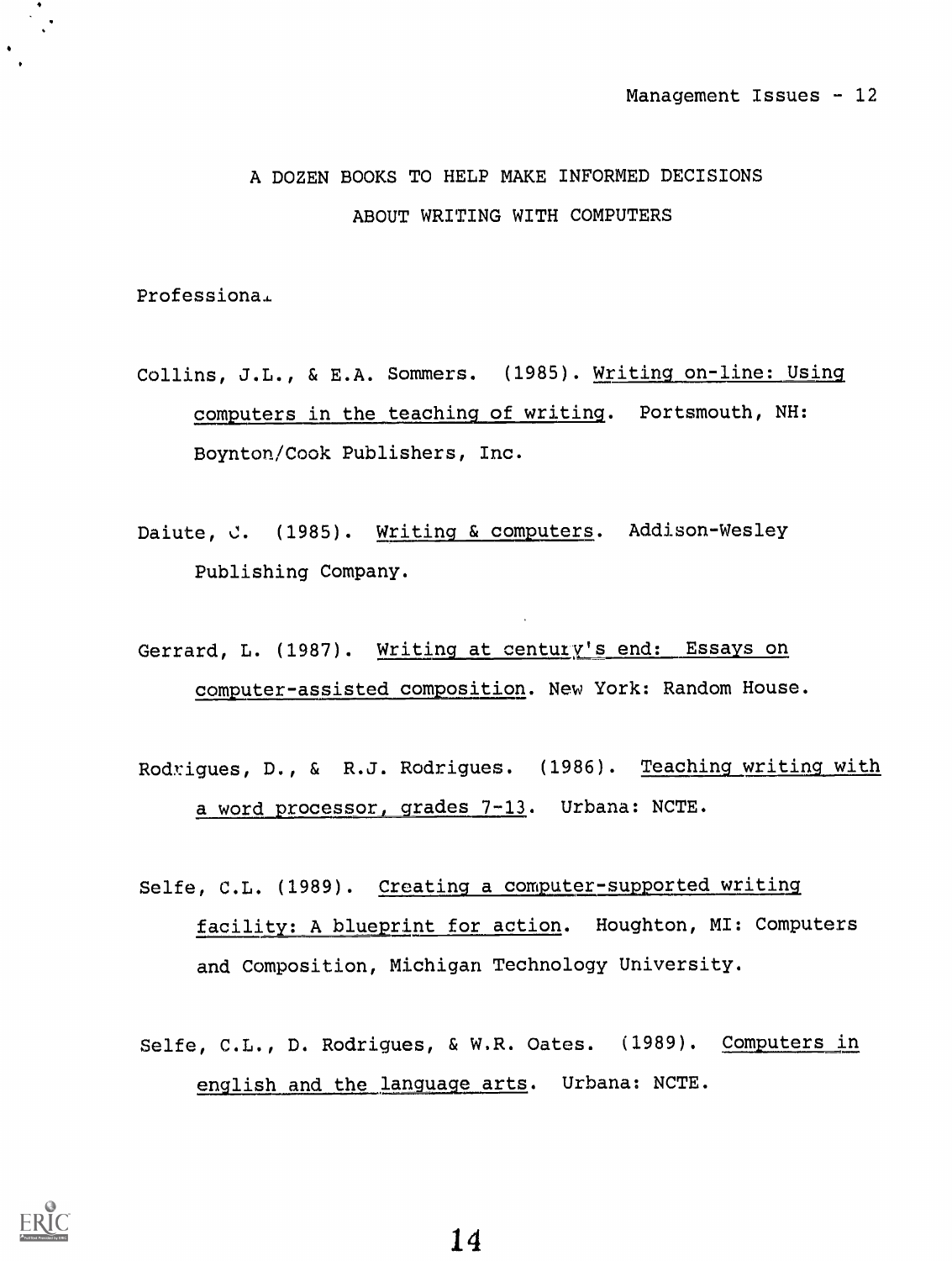## A DOZEN BOOKS TO HELP MAKE INFORMED DECISIONS ABOUT WRITING WITH COMPUTERS

Professional

Collins, J.L., & E.A. Sommers. (1985). Writing on-line: Using computers in the teaching of writing. Portsmouth, NH: Boynton/Cook Publishers, Inc.

Daiute, C. (1985). Writing & computers. Addison-Wesley Publishing Company.

Gerrard, L. (1987). Writing at century's end: Essays on computer-assisted composition. New York: Random House.

Rodrigues, D., & R.J. Rodrigues. (1986). Teaching writing with a word processor, grades 7-13. Urbana: NCTE.

Selfe, C.L. (1989). Creating a computer-supported writing facility: A blueprint for action. Houghton, MI: Computers and Composition, Michigan Technology University.

Selfe, C.L., D. Rodrigues, & W.R. Oates. (1989). Computers in english and the language arts. Urbana: NCTE.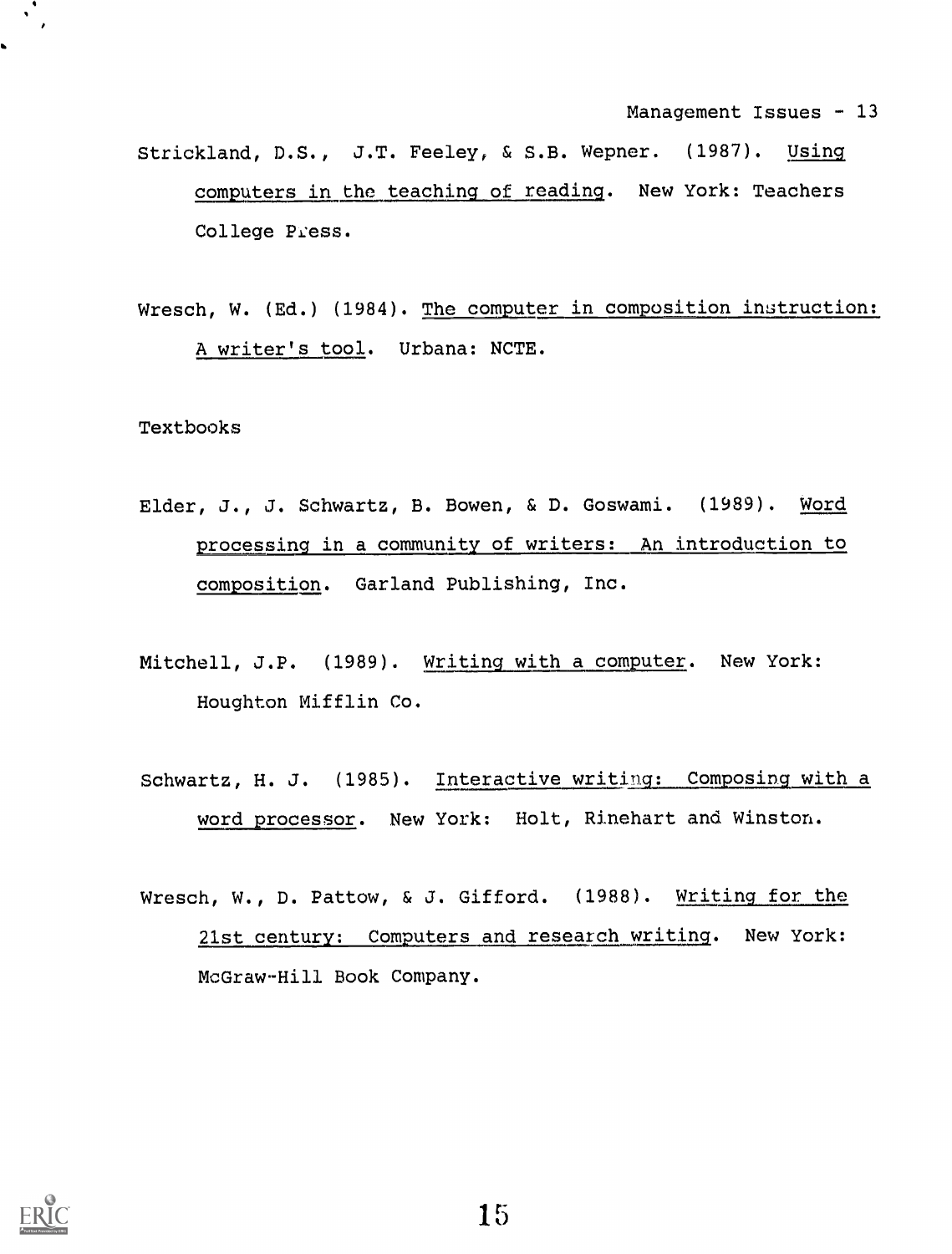Strickland, D.S., J.T. Feeley, & S.B. Wepner. (1987). Using computers in the teaching of reading. New York: Teachers College Press.

Wresch, W. (Ed.) (1984). The computer in composition instruction: A writer's tool. Urbana: NCTE.

Textbooks

Elder, J., J. Schwartz, B. Bowen, & D. Goswami. (1989). Word processing in a community of writers: An introduction to composition. Garland Publishing, Inc.

Mitchell, J.P. (1989). Writing with a computer. New York: Houghton Mifflin Co.

Schwartz, H. J. (1985). Interactive writing: Composing with a word processor. New York: Holt, Rinehart and Winston.

Wresch, W., D. Pattow, & J. Gifford. (1988). Writing for the 21st century: Computers and research writing. New York: McGraw-Hill Book Company.